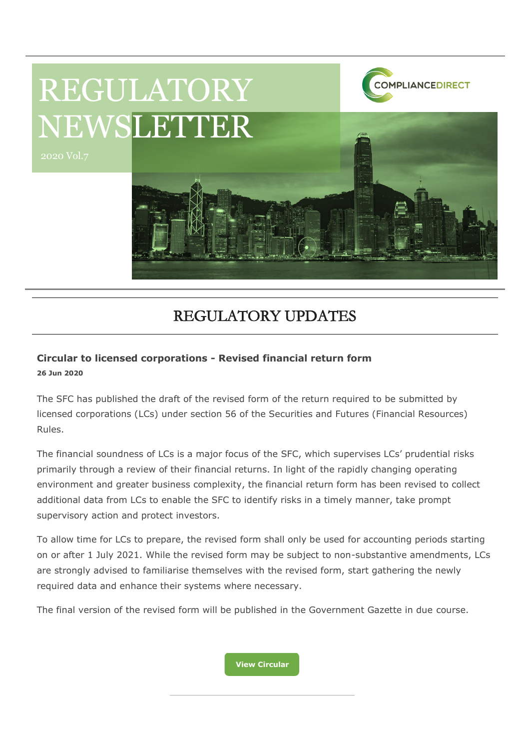# REGULATORY NEWSLETTER

2020 Vol.7

COMPLIANCEDIRECT

## REGULATORY UPDATES

### Circular to licensed corporations - Revised financial return form

**26 Jun 2020**

The SFC has published the draft of the revised form of the return required to be submitted by licensed corporations (LCs) under section 56 of the Securities and Futures (Financial Resources) Rules.

The financial soundness of LCs is a major focus of the SFC, which supervises LCs' prudential risks primarily through a review of their financial returns. In light of the rapidly changing operating environment and greater business complexity, the financial return form has been revised to collect additional data from LCs to enable the SFC to identify risks in a timely manner, take prompt supervisory action and protect investors.

To allow time for LCs to prepare, the revised form shall only be used for accounting periods starting on or after 1 July 2021. While the revised form may be subject to non-substantive amendments, LCs are strongly advised to familiarise themselves with the revised form, start gathering the newly required data and enhance their systems where necessary.

The final version of the revised form will be published in the Government Gazette in due course.

**View Circular**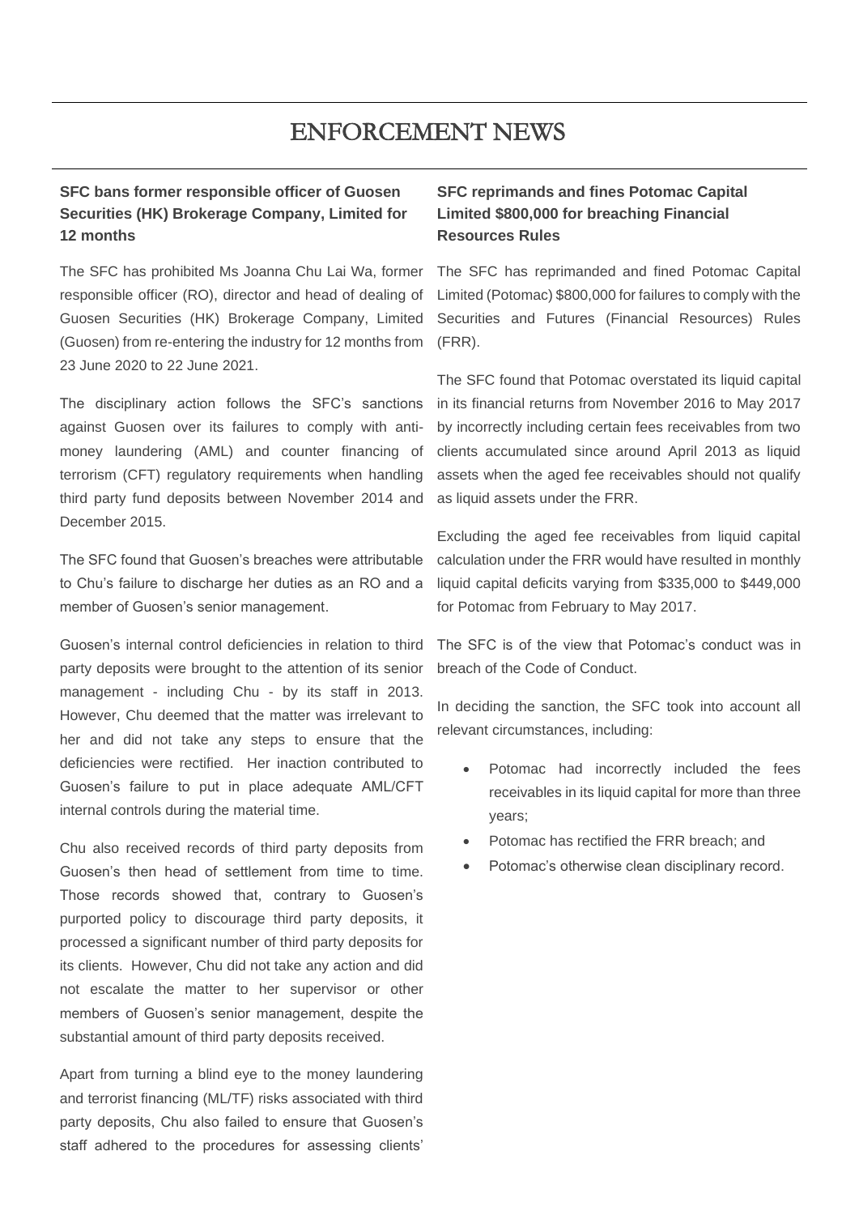# ENFORCEMENT NEWS

### SFC bans former responsible officer of Guosen Securities (HK) Brokerage Company, Limited for 12 months

The SFC has prohibited Ms Joanna Chu Lai Wa, former responsible officer (RO), director and head of dealing of Guosen Securities (HK) Brokerage Company, Limited (Guosen) from re-entering the industry for 12 months from 23 June 2020 to 22 June 2021.

The disciplinary action follows the SFC's sanctions against Guosen over its failures to comply with anti-money laundering (AML) and counter financing of terrorism (CFT) regulatory requirements when handling third party fund deposits between November 2014 and December 2015.

The SFC found that Guosen's breaches were attributable to Chu's failure to discharge her duties as an RO and a member of Guosen's senior management.

Guosen's internal control deficiencies in relation to third party deposits were brought to the attention of its senior management - including Chu - by its staff in 2013. However, Chu deemed that the matter was irrelevant to her and did not take any steps to ensure that the deficiencies were rectified. Her inaction contributed to Guosen's failure to put in place adequate AML/CFT internal controls during the material time.

Chu also received records of third party deposits from Guosen's then head of settlement from time to time. Those records showed that, contrary to Guosen's purported policy to discourage third party deposits, it processed a significant number of third party deposits for its clients. However, Chu did not take any action and did not escalate the matter to her supervisor or other members of Guosen's senior management, despite the substantial amount of third party deposits received.

Apart from turning a blind eye to the money laundering and terrorist financing (ML/TF) risks associated with third party deposits, Chu also failed to ensure that Guosen's staff adhered to the procedures for assessing clients'

### SFC reprimands and fines Potomac Capital Limited $800,000 for breaching Financial Resources Rules

The SFC has reprimanded and fined Potomac Capital Limited (Potomac) $800,000 for failures to comply with the Securities and Futures (Financial Resources) Rules (FRR).

The SFC found that Potomac overstated its liquid capital in its financial returns from November 2016 to May 2017 by incorrectly including certain fees receivables from two clients accumulated since around April 2013 as liquid assets when the aged fee receivables should not qualify as liquid assets under the FRR.

Excluding the aged fee receivables from liquid capital calculation under the FRR would have resulted in monthly liquid capital deficits varying from $335,000 to $449,000 for Potomac from February to May 2017.

The SFC is of the view that Potomac's conduct was in breach of the Code of Conduct.

In deciding the sanction, the SFC took into account all relevant circumstances, including:

- Potomac had incorrectly included the fees receivables in its liquid capital for more than three years;
- Potomac has rectified the FRR breach; and
- Potomac's otherwise clean disciplinary record.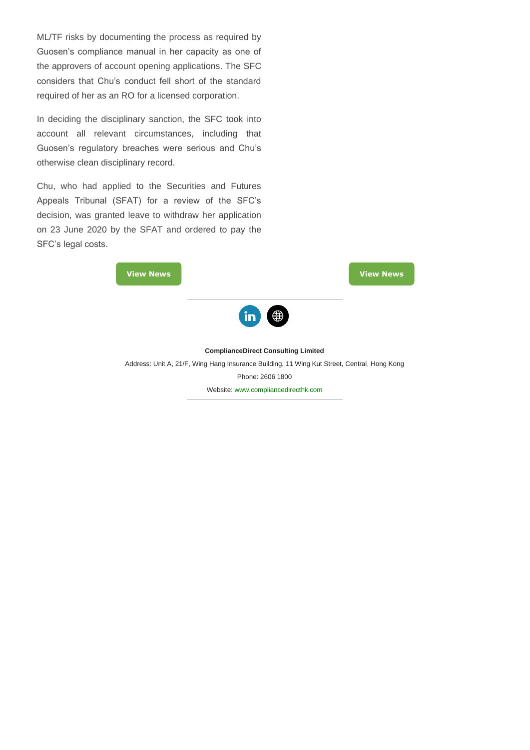ML/TF risks by documenting the process as required by Guosen's compliance manual in her capacity as one of the approvers of account opening applications. The SFC considers that Chu's conduct fell short of the standard required of her as an RO for a licensed corporation.

In deciding the disciplinary sanction, the SFC took into account all relevant circumstances, including that Guosen's regulatory breaches were serious and Chu's otherwise clean disciplinary record.

Chu, who had applied to the Securities and Futures Appeals Tribunal (SFAT) for a review of the SFC's decision, was granted leave to withdraw her application on 23 June 2020 by the SFAT and ordered to pay the SFC's legal costs.

View News

View News

---

**ComplianceDirect Consulting Limited**

Address: Unit A, 21/F, Wing Hang Insurance Building, 11 Wing Kut Street, Central, Hong Kong

Phone: 2606 1800

Website: www.compliancedirecthk.com